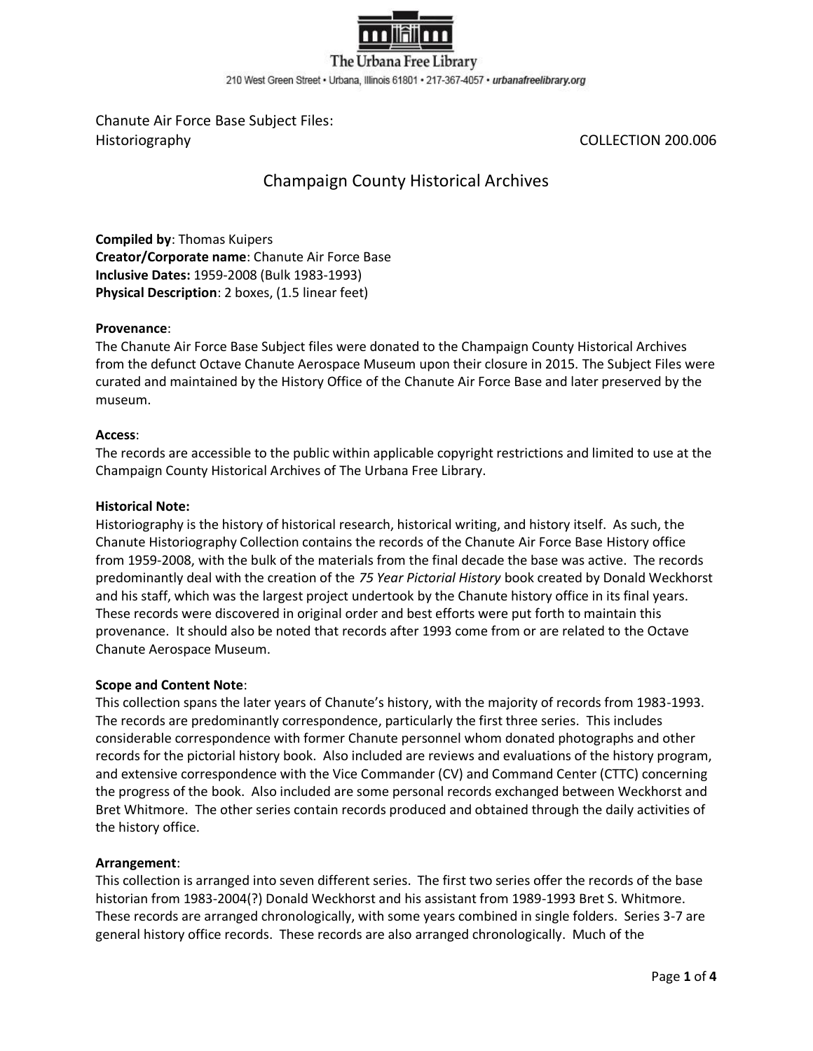The Urbana Free Library

210 West Green Street • Urbana, Illinois 61801 • 217-367-4057 • *urbanafreelibrary.org*

Chanute Air Force Base Subject Files:
Historiography COLLECTION 200.006

## Champaign County Historical Archives

**Compiled by**: Thomas Kuipers
**Creator/Corporate name**: Chanute Air Force Base
**Inclusive Dates:** 1959-2008 (Bulk 1983-1993)
**Physical Description**: 2 boxes, (1.5 linear feet)

**Provenance**:
The Chanute Air Force Base Subject files were donated to the Champaign County Historical Archives from the defunct Octave Chanute Aerospace Museum upon their closure in 2015. The Subject Files were curated and maintained by the History Office of the Chanute Air Force Base and later preserved by the museum.

**Access**:
The records are accessible to the public within applicable copyright restrictions and limited to use at the Champaign County Historical Archives of The Urbana Free Library.

**Historical Note:**
Historiography is the history of historical research, historical writing, and history itself. As such, the Chanute Historiography Collection contains the records of the Chanute Air Force Base History office from 1959-2008, with the bulk of the materials from the final decade the base was active. The records predominantly deal with the creation of the *75 Year Pictorial History* book created by Donald Weckhorst and his staff, which was the largest project undertook by the Chanute history office in its final years. These records were discovered in original order and best efforts were put forth to maintain this provenance. It should also be noted that records after 1993 come from or are related to the Octave Chanute Aerospace Museum.

**Scope and Content Note**:
This collection spans the later years of Chanute's history, with the majority of records from 1983-1993. The records are predominantly correspondence, particularly the first three series. This includes considerable correspondence with former Chanute personnel whom donated photographs and other records for the pictorial history book. Also included are reviews and evaluations of the history program, and extensive correspondence with the Vice Commander (CV) and Command Center (CTTC) concerning the progress of the book. Also included are some personal records exchanged between Weckhorst and Bret Whitmore. The other series contain records produced and obtained through the daily activities of the history office.

**Arrangement**:
This collection is arranged into seven different series. The first two series offer the records of the base historian from 1983-2004(?) Donald Weckhorst and his assistant from 1989-1993 Bret S. Whitmore. These records are arranged chronologically, with some years combined in single folders. Series 3-7 are general history office records. These records are also arranged chronologically. Much of the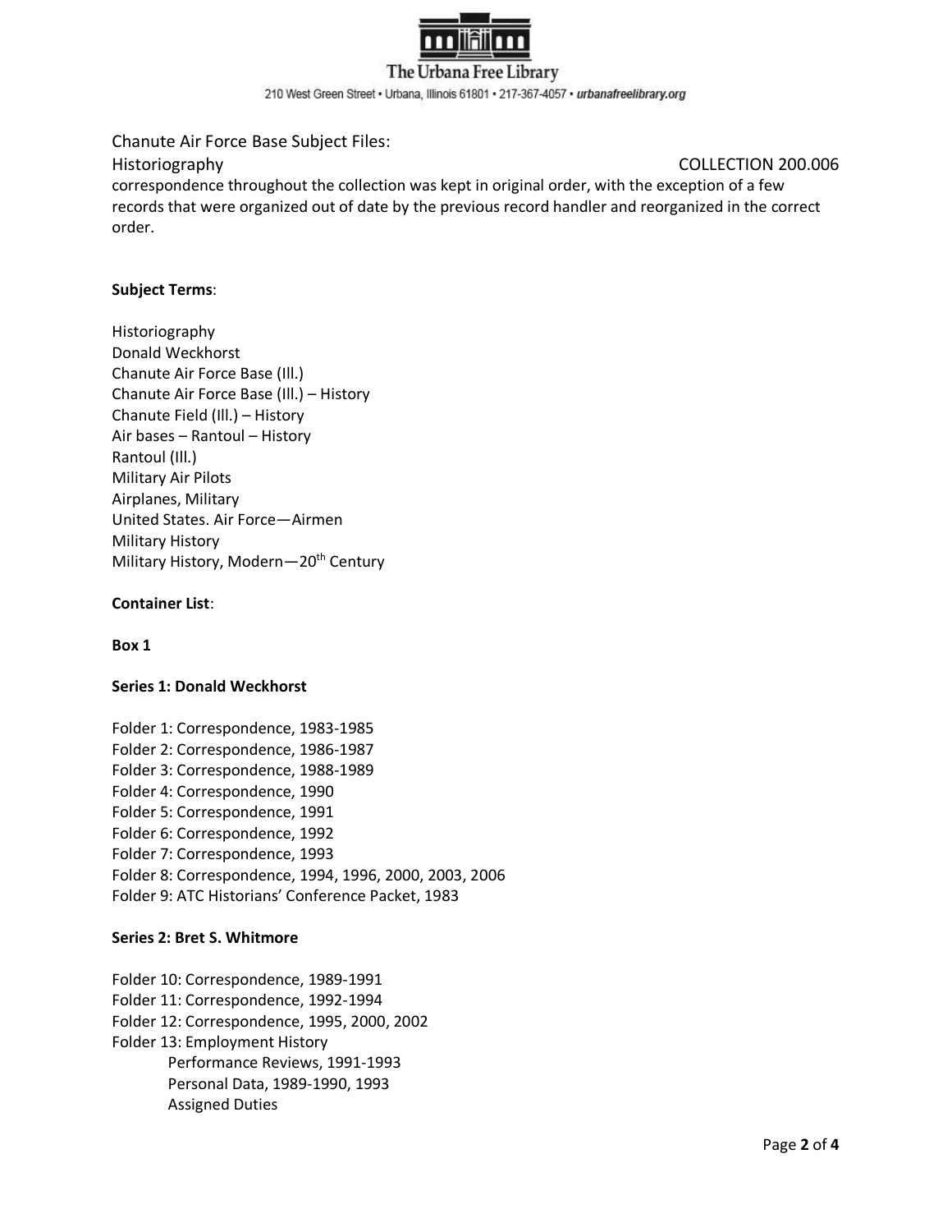Chanute Air Force Base Subject Files:
Historiography COLLECTION 200.006

correspondence throughout the collection was kept in original order, with the exception of a few records that were organized out of date by the previous record handler and reorganized in the correct order.

**Subject Terms**:

Historiography
Donald Weckhorst
Chanute Air Force Base (Ill.)
Chanute Air Force Base (Ill.) – History
Chanute Field (Ill.) – History
Air bases – Rantoul – History
Rantoul (Ill.)
Military Air Pilots
Airplanes, Military
United States. Air Force—Airmen
Military History
Military History, Modern—20th Century

**Container List**:

**Box 1**

**Series 1: Donald Weckhorst**

Folder 1: Correspondence, 1983-1985
Folder 2: Correspondence, 1986-1987
Folder 3: Correspondence, 1988-1989
Folder 4: Correspondence, 1990
Folder 5: Correspondence, 1991
Folder 6: Correspondence, 1992
Folder 7: Correspondence, 1993
Folder 8: Correspondence, 1994, 1996, 2000, 2003, 2006
Folder 9: ATC Historians' Conference Packet, 1983

**Series 2: Bret S. Whitmore**

Folder 10: Correspondence, 1989-1991
Folder 11: Correspondence, 1992-1994
Folder 12: Correspondence, 1995, 2000, 2002
Folder 13: Employment History
- Performance Reviews, 1991-1993
- Personal Data, 1989-1990, 1993
- Assigned Duties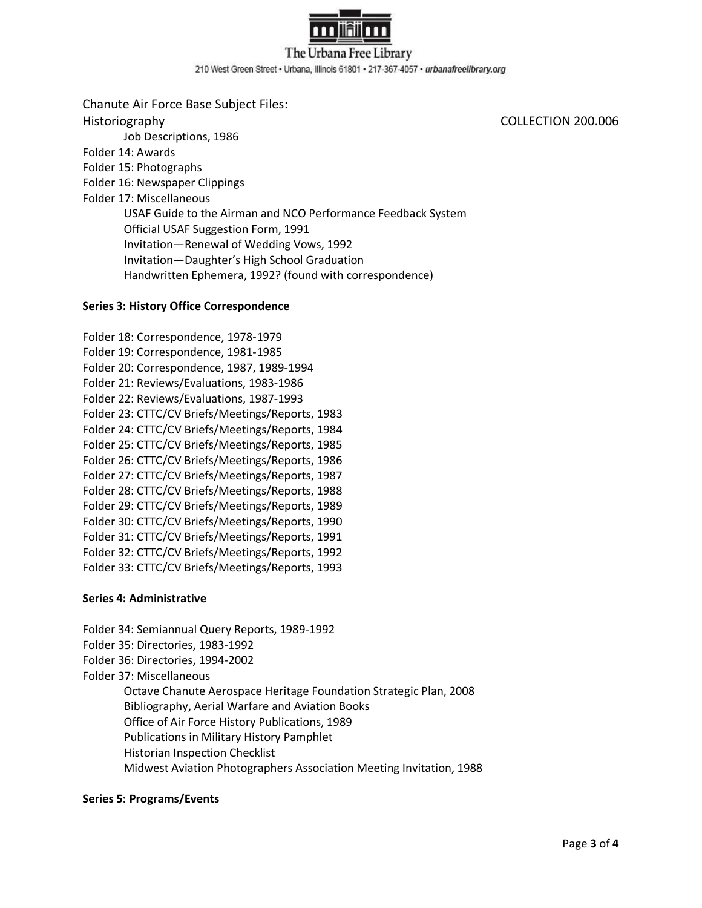Chanute Air Force Base Subject Files:
Historiography COLLECTION 200.006

- Job Descriptions, 1986

Folder 14: Awards
Folder 15: Photographs
Folder 16: Newspaper Clippings
Folder 17: Miscellaneous

- USAF Guide to the Airman and NCO Performance Feedback System
- Official USAF Suggestion Form, 1991
- Invitation—Renewal of Wedding Vows, 1992
- Invitation—Daughter's High School Graduation
- Handwritten Ephemera, 1992? (found with correspondence)

**Series 3: History Office Correspondence**

Folder 18: Correspondence, 1978-1979
Folder 19: Correspondence, 1981-1985
Folder 20: Correspondence, 1987, 1989-1994
Folder 21: Reviews/Evaluations, 1983-1986
Folder 22: Reviews/Evaluations, 1987-1993
Folder 23: CTTC/CV Briefs/Meetings/Reports, 1983
Folder 24: CTTC/CV Briefs/Meetings/Reports, 1984
Folder 25: CTTC/CV Briefs/Meetings/Reports, 1985
Folder 26: CTTC/CV Briefs/Meetings/Reports, 1986
Folder 27: CTTC/CV Briefs/Meetings/Reports, 1987
Folder 28: CTTC/CV Briefs/Meetings/Reports, 1988
Folder 29: CTTC/CV Briefs/Meetings/Reports, 1989
Folder 30: CTTC/CV Briefs/Meetings/Reports, 1990
Folder 31: CTTC/CV Briefs/Meetings/Reports, 1991
Folder 32: CTTC/CV Briefs/Meetings/Reports, 1992
Folder 33: CTTC/CV Briefs/Meetings/Reports, 1993

**Series 4: Administrative**

Folder 34: Semiannual Query Reports, 1989-1992
Folder 35: Directories, 1983-1992
Folder 36: Directories, 1994-2002
Folder 37: Miscellaneous

- Octave Chanute Aerospace Heritage Foundation Strategic Plan, 2008
- Bibliography, Aerial Warfare and Aviation Books
- Office of Air Force History Publications, 1989
- Publications in Military History Pamphlet
- Historian Inspection Checklist
- Midwest Aviation Photographers Association Meeting Invitation, 1988

**Series 5: Programs/Events**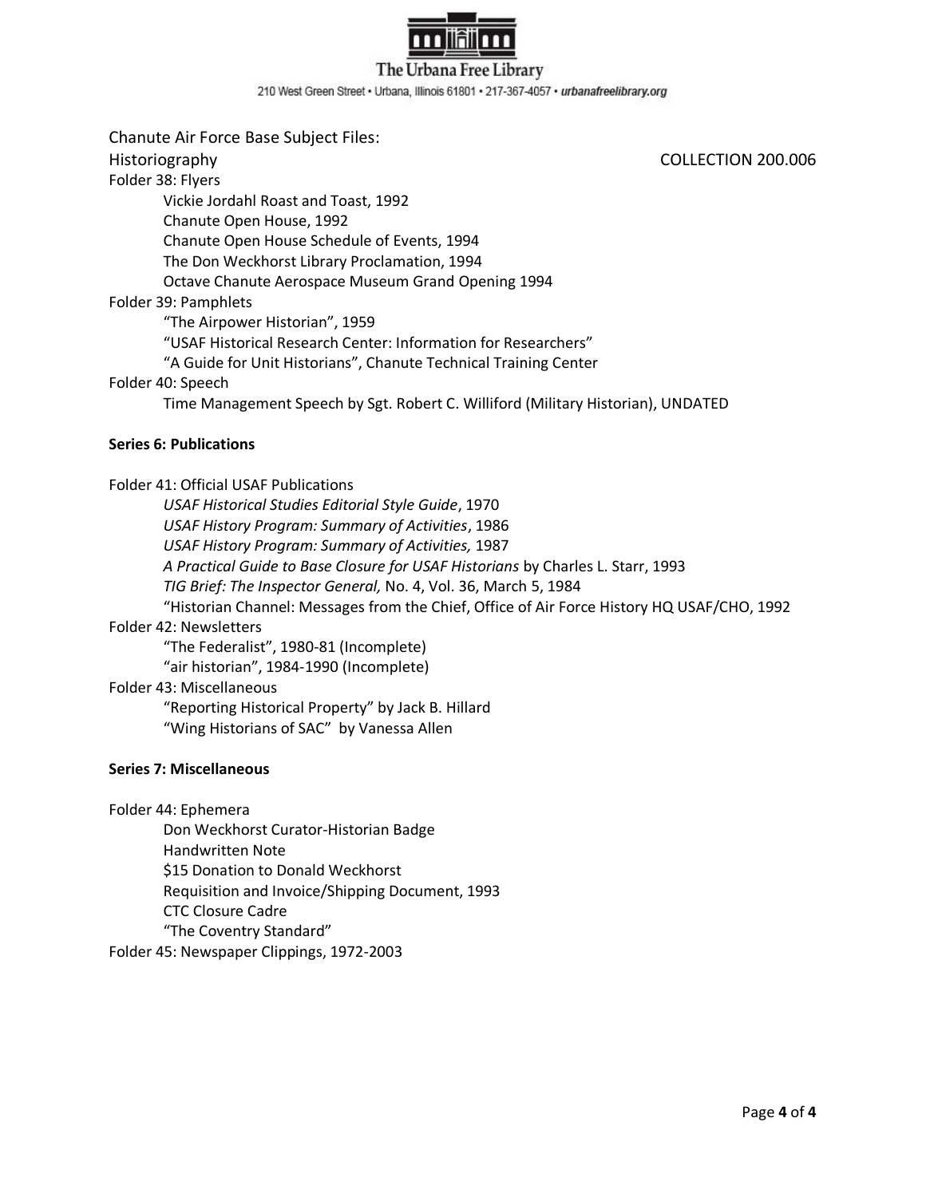Chanute Air Force Base Subject Files:
Historiography — COLLECTION 200.006

Folder 38: Flyers
- Vickie Jordahl Roast and Toast, 1992
- Chanute Open House, 1992
- Chanute Open House Schedule of Events, 1994
- The Don Weckhorst Library Proclamation, 1994
- Octave Chanute Aerospace Museum Grand Opening 1994

Folder 39: Pamphlets
- “The Airpower Historian”, 1959
- “USAF Historical Research Center: Information for Researchers”
- “A Guide for Unit Historians”, Chanute Technical Training Center

Folder 40: Speech
- Time Management Speech by Sgt. Robert C. Williford (Military Historian), UNDATED

**Series 6: Publications**

Folder 41: Official USAF Publications
- *USAF Historical Studies Editorial Style Guide*, 1970
- *USAF History Program: Summary of Activities*, 1986
- *USAF History Program: Summary of Activities,* 1987
- *A Practical Guide to Base Closure for USAF Historians* by Charles L. Starr, 1993
- *TIG Brief: The Inspector General,* No. 4, Vol. 36, March 5, 1984
- “Historian Channel: Messages from the Chief, Office of Air Force History HQ USAF/CHO, 1992

Folder 42: Newsletters
- “The Federalist”, 1980-81 (Incomplete)
- “air historian”, 1984-1990 (Incomplete)

Folder 43: Miscellaneous
- “Reporting Historical Property” by Jack B. Hillard
- “Wing Historians of SAC” by Vanessa Allen

**Series 7: Miscellaneous**

Folder 44: Ephemera
- Don Weckhorst Curator-Historian Badge
- Handwritten Note
- $15 Donation to Donald Weckhorst
- Requisition and Invoice/Shipping Document, 1993
- CTC Closure Cadre
- “The Coventry Standard”

Folder 45: Newspaper Clippings, 1972-2003